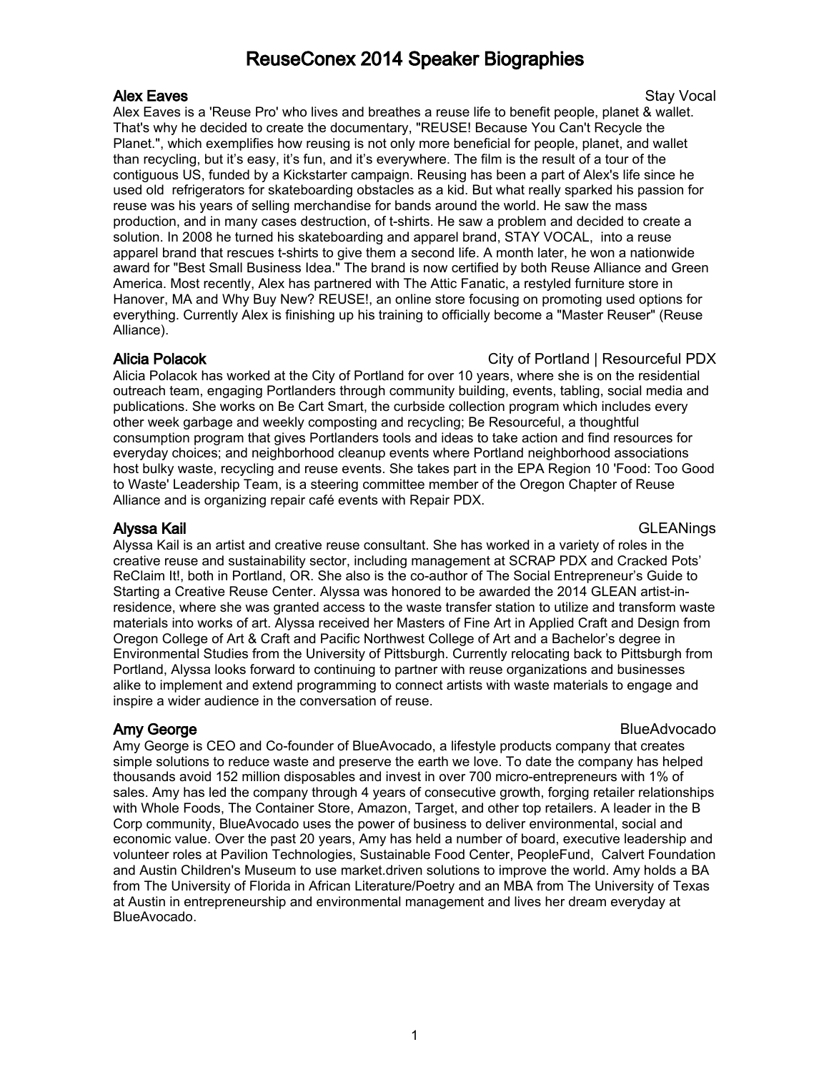# ReuseConex 2014 Speaker Biographies

**Alex Eaves** — Stay Vocal

Alex Eaves is a 'Reuse Pro' who lives and breathes a reuse life to benefit people, planet & wallet. That's why he decided to create the documentary, "REUSE! Because You Can't Recycle the Planet.", which exemplifies how reusing is not only more beneficial for people, planet, and wallet than recycling, but it's easy, it's fun, and it's everywhere. The film is the result of a tour of the contiguous US, funded by a Kickstarter campaign. Reusing has been a part of Alex's life since he used old refrigerators for skateboarding obstacles as a kid. But what really sparked his passion for reuse was his years of selling merchandise for bands around the world. He saw the mass production, and in many cases destruction, of t-shirts. He saw a problem and decided to create a solution. In 2008 he turned his skateboarding and apparel brand, STAY VOCAL, into a reuse apparel brand that rescues t-shirts to give them a second life. A month later, he won a nationwide award for "Best Small Business Idea." The brand is now certified by both Reuse Alliance and Green America. Most recently, Alex has partnered with The Attic Fanatic, a restyled furniture store in Hanover, MA and Why Buy New? REUSE!, an online store focusing on promoting used options for everything. Currently Alex is finishing up his training to officially become a "Master Reuser" (Reuse Alliance).

**Alicia Polacok** — City of Portland | Resourceful PDX

Alicia Polacok has worked at the City of Portland for over 10 years, where she is on the residential outreach team, engaging Portlanders through community building, events, tabling, social media and publications. She works on Be Cart Smart, the curbside collection program which includes every other week garbage and weekly composting and recycling; Be Resourceful, a thoughtful consumption program that gives Portlanders tools and ideas to take action and find resources for everyday choices; and neighborhood cleanup events where Portland neighborhood associations host bulky waste, recycling and reuse events. She takes part in the EPA Region 10 'Food: Too Good to Waste' Leadership Team, is a steering committee member of the Oregon Chapter of Reuse Alliance and is organizing repair café events with Repair PDX.

**Alyssa Kail** — GLEANings

Alyssa Kail is an artist and creative reuse consultant. She has worked in a variety of roles in the creative reuse and sustainability sector, including management at SCRAP PDX and Cracked Pots' ReClaim It!, both in Portland, OR. She also is the co-author of The Social Entrepreneur's Guide to Starting a Creative Reuse Center. Alyssa was honored to be awarded the 2014 GLEAN artist-in-residence, where she was granted access to the waste transfer station to utilize and transform waste materials into works of art. Alyssa received her Masters of Fine Art in Applied Craft and Design from Oregon College of Art & Craft and Pacific Northwest College of Art and a Bachelor's degree in Environmental Studies from the University of Pittsburgh. Currently relocating back to Pittsburgh from Portland, Alyssa looks forward to continuing to partner with reuse organizations and businesses alike to implement and extend programming to connect artists with waste materials to engage and inspire a wider audience in the conversation of reuse.

**Amy George** — BlueAdvocado

Amy George is CEO and Co-founder of BlueAvocado, a lifestyle products company that creates simple solutions to reduce waste and preserve the earth we love. To date the company has helped thousands avoid 152 million disposables and invest in over 700 micro-entrepreneurs with 1% of sales. Amy has led the company through 4 years of consecutive growth, forging retailer relationships with Whole Foods, The Container Store, Amazon, Target, and other top retailers. A leader in the B Corp community, BlueAvocado uses the power of business to deliver environmental, social and economic value. Over the past 20 years, Amy has held a number of board, executive leadership and volunteer roles at Pavilion Technologies, Sustainable Food Center, PeopleFund, Calvert Foundation and Austin Children's Museum to use market.driven solutions to improve the world. Amy holds a BA from The University of Florida in African Literature/Poetry and an MBA from The University of Texas at Austin in entrepreneurship and environmental management and lives her dream everyday at BlueAvocado.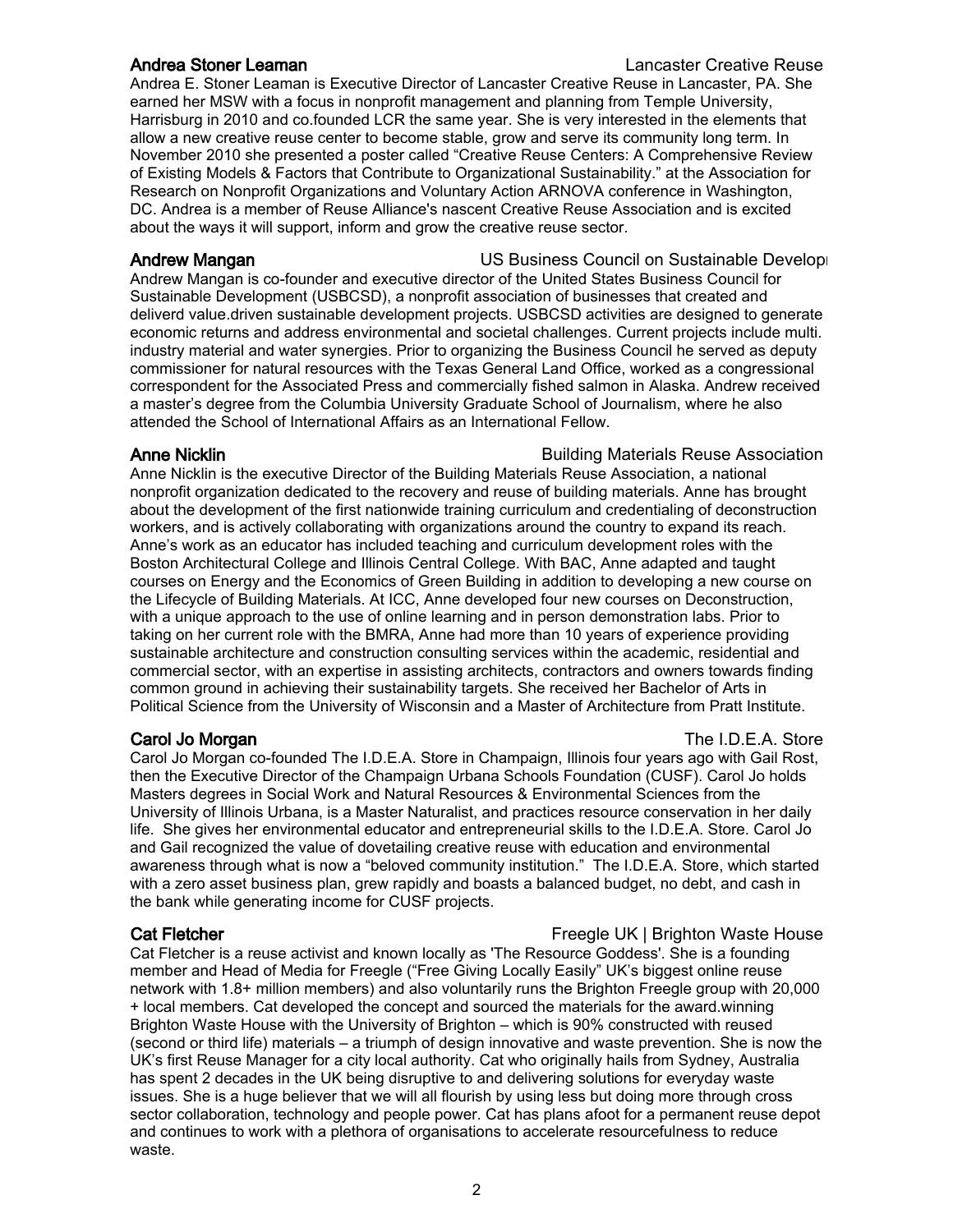**Andrea Stoner Leaman** Lancaster Creative Reuse

Andrea E. Stoner Leaman is Executive Director of Lancaster Creative Reuse in Lancaster, PA. She earned her MSW with a focus in nonprofit management and planning from Temple University, Harrisburg in 2010 and co.founded LCR the same year. She is very interested in the elements that allow a new creative reuse center to become stable, grow and serve its community long term. In November 2010 she presented a poster called "Creative Reuse Centers: A Comprehensive Review of Existing Models & Factors that Contribute to Organizational Sustainability." at the Association for Research on Nonprofit Organizations and Voluntary Action ARNOVA conference in Washington, DC. Andrea is a member of Reuse Alliance's nascent Creative Reuse Association and is excited about the ways it will support, inform and grow the creative reuse sector.

**Andrew Mangan** US Business Council on Sustainable Develop

Andrew Mangan is co-founder and executive director of the United States Business Council for Sustainable Development (USBCSD), a nonprofit association of businesses that created and deliverd value.driven sustainable development projects. USBCSD activities are designed to generate economic returns and address environmental and societal challenges. Current projects include multi. industry material and water synergies. Prior to organizing the Business Council he served as deputy commissioner for natural resources with the Texas General Land Office, worked as a congressional correspondent for the Associated Press and commercially fished salmon in Alaska. Andrew received a master's degree from the Columbia University Graduate School of Journalism, where he also attended the School of International Affairs as an International Fellow.

**Anne Nicklin** Building Materials Reuse Association

Anne Nicklin is the executive Director of the Building Materials Reuse Association, a national nonprofit organization dedicated to the recovery and reuse of building materials. Anne has brought about the development of the first nationwide training curriculum and credentialing of deconstruction workers, and is actively collaborating with organizations around the country to expand its reach. Anne's work as an educator has included teaching and curriculum development roles with the Boston Architectural College and Illinois Central College. With BAC, Anne adapted and taught courses on Energy and the Economics of Green Building in addition to developing a new course on the Lifecycle of Building Materials. At ICC, Anne developed four new courses on Deconstruction, with a unique approach to the use of online learning and in person demonstration labs. Prior to taking on her current role with the BMRA, Anne had more than 10 years of experience providing sustainable architecture and construction consulting services within the academic, residential and commercial sector, with an expertise in assisting architects, contractors and owners towards finding common ground in achieving their sustainability targets. She received her Bachelor of Arts in Political Science from the University of Wisconsin and a Master of Architecture from Pratt Institute.

**Carol Jo Morgan** The I.D.E.A. Store

Carol Jo Morgan co-founded The I.D.E.A. Store in Champaign, Illinois four years ago with Gail Rost, then the Executive Director of the Champaign Urbana Schools Foundation (CUSF). Carol Jo holds Masters degrees in Social Work and Natural Resources & Environmental Sciences from the University of Illinois Urbana, is a Master Naturalist, and practices resource conservation in her daily life. She gives her environmental educator and entrepreneurial skills to the I.D.E.A. Store. Carol Jo and Gail recognized the value of dovetailing creative reuse with education and environmental awareness through what is now a "beloved community institution." The I.D.E.A. Store, which started with a zero asset business plan, grew rapidly and boasts a balanced budget, no debt, and cash in the bank while generating income for CUSF projects.

**Cat Fletcher** Freegle UK | Brighton Waste House

Cat Fletcher is a reuse activist and known locally as 'The Resource Goddess'. She is a founding member and Head of Media for Freegle ("Free Giving Locally Easily" UK's biggest online reuse network with 1.8+ million members) and also voluntarily runs the Brighton Freegle group with 20,000 + local members. Cat developed the concept and sourced the materials for the award.winning Brighton Waste House with the University of Brighton – which is 90% constructed with reused (second or third life) materials – a triumph of design innovative and waste prevention. She is now the UK's first Reuse Manager for a city local authority. Cat who originally hails from Sydney, Australia has spent 2 decades in the UK being disruptive to and delivering solutions for everyday waste issues. She is a huge believer that we will all flourish by using less but doing more through cross sector collaboration, technology and people power. Cat has plans afoot for a permanent reuse depot and continues to work with a plethora of organisations to accelerate resourcefulness to reduce waste.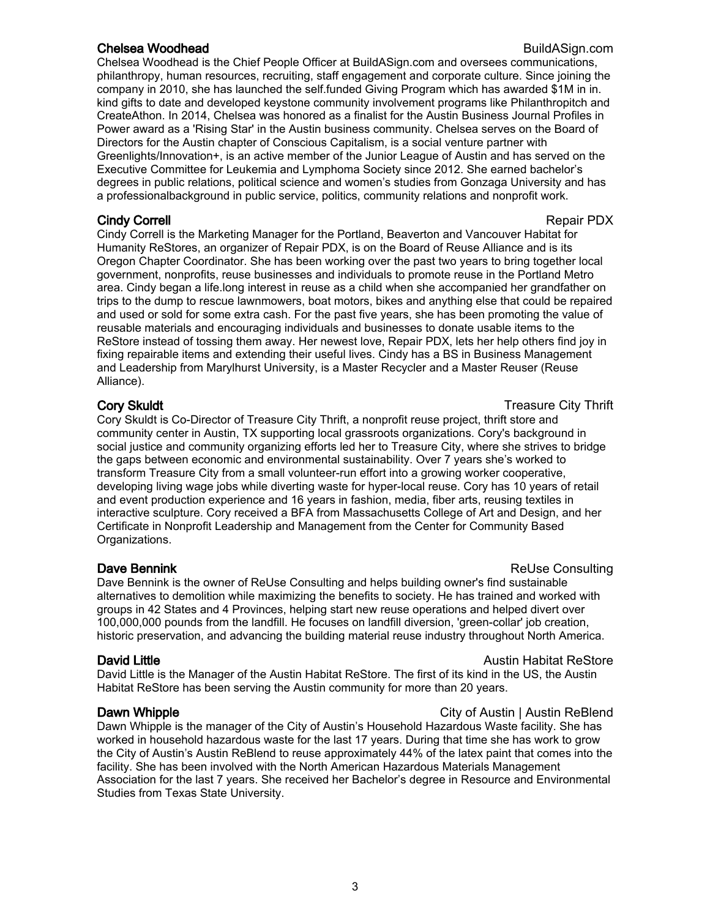**Chelsea Woodhead** BuildASign.com

Chelsea Woodhead is the Chief People Officer at BuildASign.com and oversees communications, philanthropy, human resources, recruiting, staff engagement and corporate culture. Since joining the company in 2010, she has launched the self.funded Giving Program which has awarded $1M in in. kind gifts to date and developed keystone community involvement programs like Philanthropitch and CreateAthon. In 2014, Chelsea was honored as a finalist for the Austin Business Journal Profiles in Power award as a 'Rising Star' in the Austin business community. Chelsea serves on the Board of Directors for the Austin chapter of Conscious Capitalism, is a social venture partner with Greenlights/Innovation+, is an active member of the Junior League of Austin and has served on the Executive Committee for Leukemia and Lymphoma Society since 2012. She earned bachelor's degrees in public relations, political science and women's studies from Gonzaga University and has a professionalbackground in public service, politics, community relations and nonprofit work.

**Cindy Correll** Repair PDX

Cindy Correll is the Marketing Manager for the Portland, Beaverton and Vancouver Habitat for Humanity ReStores, an organizer of Repair PDX, is on the Board of Reuse Alliance and is its Oregon Chapter Coordinator. She has been working over the past two years to bring together local government, nonprofits, reuse businesses and individuals to promote reuse in the Portland Metro area. Cindy began a life.long interest in reuse as a child when she accompanied her grandfather on trips to the dump to rescue lawnmowers, boat motors, bikes and anything else that could be repaired and used or sold for some extra cash. For the past five years, she has been promoting the value of reusable materials and encouraging individuals and businesses to donate usable items to the ReStore instead of tossing them away. Her newest love, Repair PDX, lets her help others find joy in fixing repairable items and extending their useful lives. Cindy has a BS in Business Management and Leadership from Marylhurst University, is a Master Recycler and a Master Reuser (Reuse Alliance).

**Cory Skuldt** Treasure City Thrift

Cory Skuldt is Co-Director of Treasure City Thrift, a nonprofit reuse project, thrift store and community center in Austin, TX supporting local grassroots organizations. Cory's background in social justice and community organizing efforts led her to Treasure City, where she strives to bridge the gaps between economic and environmental sustainability. Over 7 years she's worked to transform Treasure City from a small volunteer-run effort into a growing worker cooperative, developing living wage jobs while diverting waste for hyper-local reuse. Cory has 10 years of retail and event production experience and 16 years in fashion, media, fiber arts, reusing textiles in interactive sculpture. Cory received a BFA from Massachusetts College of Art and Design, and her Certificate in Nonprofit Leadership and Management from the Center for Community Based Organizations.

**Dave Bennink** ReUse Consulting

Dave Bennink is the owner of ReUse Consulting and helps building owner's find sustainable alternatives to demolition while maximizing the benefits to society. He has trained and worked with groups in 42 States and 4 Provinces, helping start new reuse operations and helped divert over 100,000,000 pounds from the landfill. He focuses on landfill diversion, 'green-collar' job creation, historic preservation, and advancing the building material reuse industry throughout North America.

**David Little** Austin Habitat ReStore

David Little is the Manager of the Austin Habitat ReStore. The first of its kind in the US, the Austin Habitat ReStore has been serving the Austin community for more than 20 years.

**Dawn Whipple** City of Austin | Austin ReBlend

Dawn Whipple is the manager of the City of Austin's Household Hazardous Waste facility. She has worked in household hazardous waste for the last 17 years. During that time she has work to grow the City of Austin's Austin ReBlend to reuse approximately 44% of the latex paint that comes into the facility. She has been involved with the North American Hazardous Materials Management Association for the last 7 years. She received her Bachelor's degree in Resource and Environmental Studies from Texas State University.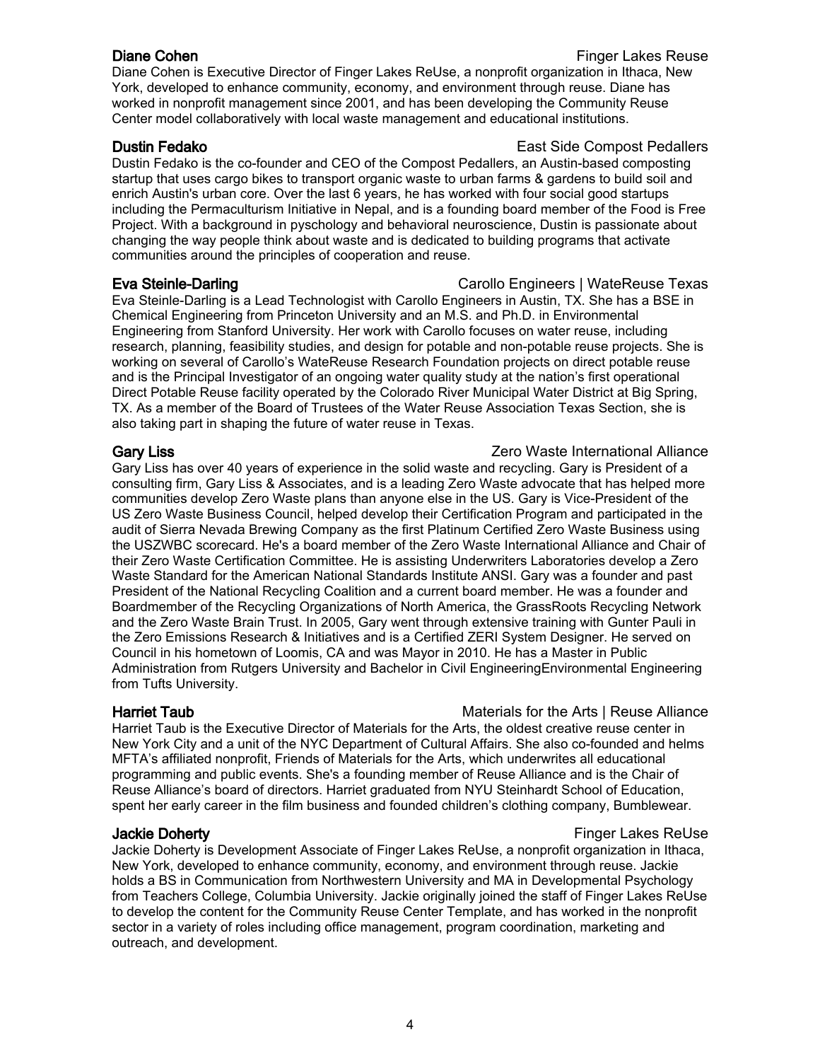**Diane Cohen** Finger Lakes Reuse

Diane Cohen is Executive Director of Finger Lakes ReUse, a nonprofit organization in Ithaca, New York, developed to enhance community, economy, and environment through reuse. Diane has worked in nonprofit management since 2001, and has been developing the Community Reuse Center model collaboratively with local waste management and educational institutions.

**Dustin Fedako** East Side Compost Pedallers

Dustin Fedako is the co-founder and CEO of the Compost Pedallers, an Austin-based composting startup that uses cargo bikes to transport organic waste to urban farms & gardens to build soil and enrich Austin's urban core. Over the last 6 years, he has worked with four social good startups including the Permaculturism Initiative in Nepal, and is a founding board member of the Food is Free Project. With a background in pyschology and behavioral neuroscience, Dustin is passionate about changing the way people think about waste and is dedicated to building programs that activate communities around the principles of cooperation and reuse.

**Eva Steinle-Darling** Carollo Engineers | WateReuse Texas

Eva Steinle-Darling is a Lead Technologist with Carollo Engineers in Austin, TX. She has a BSE in Chemical Engineering from Princeton University and an M.S. and Ph.D. in Environmental Engineering from Stanford University. Her work with Carollo focuses on water reuse, including research, planning, feasibility studies, and design for potable and non-potable reuse projects. She is working on several of Carollo's WateReuse Research Foundation projects on direct potable reuse and is the Principal Investigator of an ongoing water quality study at the nation's first operational Direct Potable Reuse facility operated by the Colorado River Municipal Water District at Big Spring, TX. As a member of the Board of Trustees of the Water Reuse Association Texas Section, she is also taking part in shaping the future of water reuse in Texas.

**Gary Liss** Zero Waste International Alliance

Gary Liss has over 40 years of experience in the solid waste and recycling. Gary is President of a consulting firm, Gary Liss & Associates, and is a leading Zero Waste advocate that has helped more communities develop Zero Waste plans than anyone else in the US. Gary is Vice-President of the US Zero Waste Business Council, helped develop their Certification Program and participated in the audit of Sierra Nevada Brewing Company as the first Platinum Certified Zero Waste Business using the USZWBC scorecard. He's a board member of the Zero Waste International Alliance and Chair of their Zero Waste Certification Committee. He is assisting Underwriters Laboratories develop a Zero Waste Standard for the American National Standards Institute ANSI. Gary was a founder and past President of the National Recycling Coalition and a current board member. He was a founder and Boardmember of the Recycling Organizations of North America, the GrassRoots Recycling Network and the Zero Waste Brain Trust. In 2005, Gary went through extensive training with Gunter Pauli in the Zero Emissions Research & Initiatives and is a Certified ZERI System Designer. He served on Council in his hometown of Loomis, CA and was Mayor in 2010. He has a Master in Public Administration from Rutgers University and Bachelor in Civil EngineeringEnvironmental Engineering from Tufts University.

**Harriet Taub** Materials for the Arts | Reuse Alliance

Harriet Taub is the Executive Director of Materials for the Arts, the oldest creative reuse center in New York City and a unit of the NYC Department of Cultural Affairs. She also co-founded and helms MFTA's affiliated nonprofit, Friends of Materials for the Arts, which underwrites all educational programming and public events. She's a founding member of Reuse Alliance and is the Chair of Reuse Alliance's board of directors. Harriet graduated from NYU Steinhardt School of Education, spent her early career in the film business and founded children's clothing company, Bumblewear.

**Jackie Doherty** Finger Lakes ReUse

Jackie Doherty is Development Associate of Finger Lakes ReUse, a nonprofit organization in Ithaca, New York, developed to enhance community, economy, and environment through reuse. Jackie holds a BS in Communication from Northwestern University and MA in Developmental Psychology from Teachers College, Columbia University. Jackie originally joined the staff of Finger Lakes ReUse to develop the content for the Community Reuse Center Template, and has worked in the nonprofit sector in a variety of roles including office management, program coordination, marketing and outreach, and development.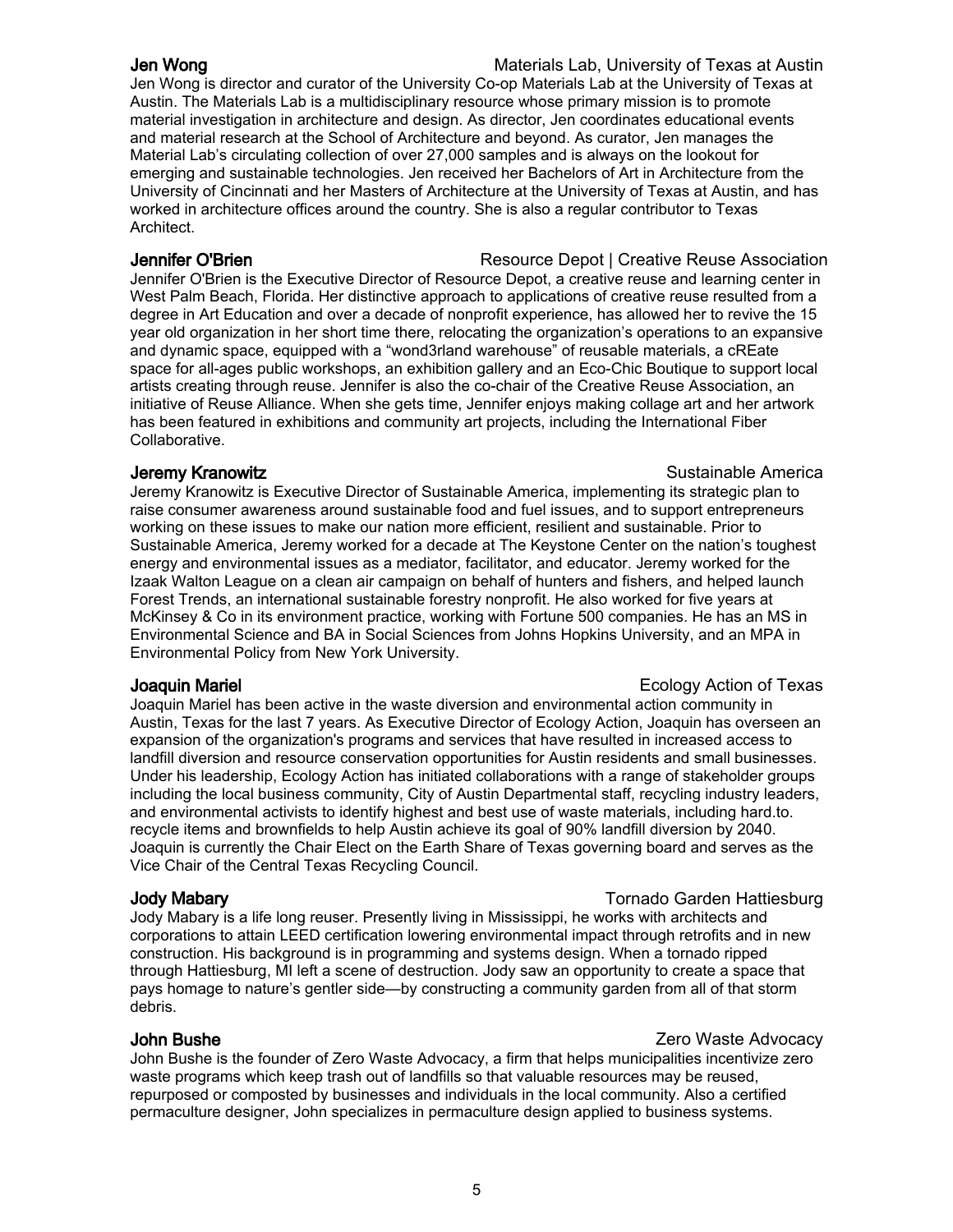**Jen Wong** Materials Lab, University of Texas at Austin

Jen Wong is director and curator of the University Co-op Materials Lab at the University of Texas at Austin. The Materials Lab is a multidisciplinary resource whose primary mission is to promote material investigation in architecture and design. As director, Jen coordinates educational events and material research at the School of Architecture and beyond. As curator, Jen manages the Material Lab's circulating collection of over 27,000 samples and is always on the lookout for emerging and sustainable technologies. Jen received her Bachelors of Art in Architecture from the University of Cincinnati and her Masters of Architecture at the University of Texas at Austin, and has worked in architecture offices around the country. She is also a regular contributor to Texas Architect.

**Jennifer O'Brien** Resource Depot | Creative Reuse Association

Jennifer O'Brien is the Executive Director of Resource Depot, a creative reuse and learning center in West Palm Beach, Florida. Her distinctive approach to applications of creative reuse resulted from a degree in Art Education and over a decade of nonprofit experience, has allowed her to revive the 15 year old organization in her short time there, relocating the organization's operations to an expansive and dynamic space, equipped with a "wond3rland warehouse" of reusable materials, a cREate space for all-ages public workshops, an exhibition gallery and an Eco-Chic Boutique to support local artists creating through reuse. Jennifer is also the co-chair of the Creative Reuse Association, an initiative of Reuse Alliance. When she gets time, Jennifer enjoys making collage art and her artwork has been featured in exhibitions and community art projects, including the International Fiber Collaborative.

**Jeremy Kranowitz** Sustainable America

Jeremy Kranowitz is Executive Director of Sustainable America, implementing its strategic plan to raise consumer awareness around sustainable food and fuel issues, and to support entrepreneurs working on these issues to make our nation more efficient, resilient and sustainable. Prior to Sustainable America, Jeremy worked for a decade at The Keystone Center on the nation's toughest energy and environmental issues as a mediator, facilitator, and educator. Jeremy worked for the Izaak Walton League on a clean air campaign on behalf of hunters and fishers, and helped launch Forest Trends, an international sustainable forestry nonprofit. He also worked for five years at McKinsey & Co in its environment practice, working with Fortune 500 companies. He has an MS in Environmental Science and BA in Social Sciences from Johns Hopkins University, and an MPA in Environmental Policy from New York University.

**Joaquin Mariel** Ecology Action of Texas

Joaquin Mariel has been active in the waste diversion and environmental action community in Austin, Texas for the last 7 years. As Executive Director of Ecology Action, Joaquin has overseen an expansion of the organization's programs and services that have resulted in increased access to landfill diversion and resource conservation opportunities for Austin residents and small businesses. Under his leadership, Ecology Action has initiated collaborations with a range of stakeholder groups including the local business community, City of Austin Departmental staff, recycling industry leaders, and environmental activists to identify highest and best use of waste materials, including hard.to. recycle items and brownfields to help Austin achieve its goal of 90% landfill diversion by 2040. Joaquin is currently the Chair Elect on the Earth Share of Texas governing board and serves as the Vice Chair of the Central Texas Recycling Council.

**Jody Mabary** Tornado Garden Hattiesburg

Jody Mabary is a life long reuser. Presently living in Mississippi, he works with architects and corporations to attain LEED certification lowering environmental impact through retrofits and in new construction. His background is in programming and systems design. When a tornado ripped through Hattiesburg, MI left a scene of destruction. Jody saw an opportunity to create a space that pays homage to nature's gentler side—by constructing a community garden from all of that storm debris.

**John Bushe** Zero Waste Advocacy

John Bushe is the founder of Zero Waste Advocacy, a firm that helps municipalities incentivize zero waste programs which keep trash out of landfills so that valuable resources may be reused, repurposed or composted by businesses and individuals in the local community. Also a certified permaculture designer, John specializes in permaculture design applied to business systems.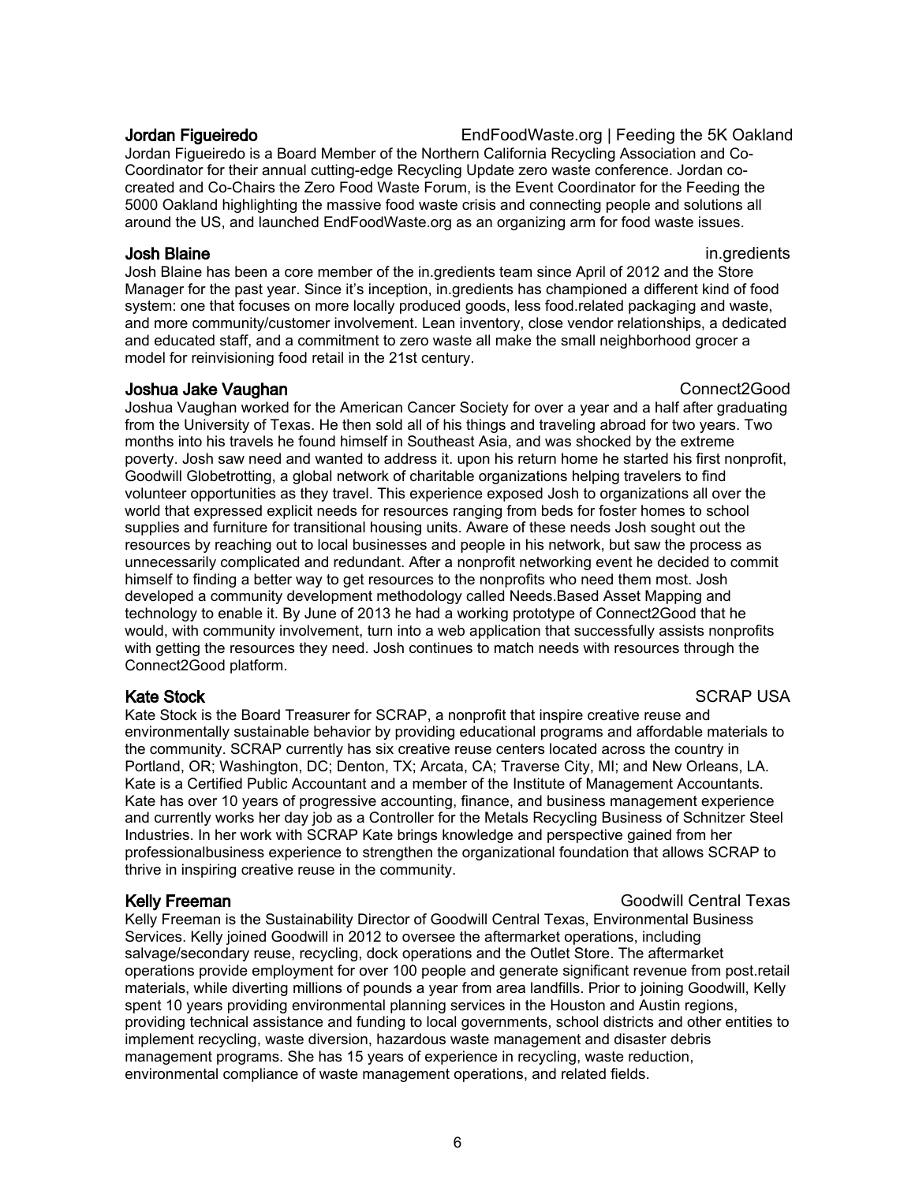**Jordan Figueiredo** EndFoodWaste.org | Feeding the 5K Oakland

Jordan Figueiredo is a Board Member of the Northern California Recycling Association and Co-Coordinator for their annual cutting-edge Recycling Update zero waste conference. Jordan co-created and Co-Chairs the Zero Food Waste Forum, is the Event Coordinator for the Feeding the 5000 Oakland highlighting the massive food waste crisis and connecting people and solutions all around the US, and launched EndFoodWaste.org as an organizing arm for food waste issues.

**Josh Blaine** in.gredients

Josh Blaine has been a core member of the in.gredients team since April of 2012 and the Store Manager for the past year. Since it's inception, in.gredients has championed a different kind of food system: one that focuses on more locally produced goods, less food.related packaging and waste, and more community/customer involvement. Lean inventory, close vendor relationships, a dedicated and educated staff, and a commitment to zero waste all make the small neighborhood grocer a model for reinvisioning food retail in the 21st century.

**Joshua Jake Vaughan** Connect2Good

Joshua Vaughan worked for the American Cancer Society for over a year and a half after graduating from the University of Texas. He then sold all of his things and traveling abroad for two years. Two months into his travels he found himself in Southeast Asia, and was shocked by the extreme poverty. Josh saw need and wanted to address it. upon his return home he started his first nonprofit, Goodwill Globetrotting, a global network of charitable organizations helping travelers to find volunteer opportunities as they travel. This experience exposed Josh to organizations all over the world that expressed explicit needs for resources ranging from beds for foster homes to school supplies and furniture for transitional housing units. Aware of these needs Josh sought out the resources by reaching out to local businesses and people in his network, but saw the process as unnecessarily complicated and redundant. After a nonprofit networking event he decided to commit himself to finding a better way to get resources to the nonprofits who need them most. Josh developed a community development methodology called Needs.Based Asset Mapping and technology to enable it. By June of 2013 he had a working prototype of Connect2Good that he would, with community involvement, turn into a web application that successfully assists nonprofits with getting the resources they need. Josh continues to match needs with resources through the Connect2Good platform.

**Kate Stock** SCRAP USA

Kate Stock is the Board Treasurer for SCRAP, a nonprofit that inspire creative reuse and environmentally sustainable behavior by providing educational programs and affordable materials to the community. SCRAP currently has six creative reuse centers located across the country in Portland, OR; Washington, DC; Denton, TX; Arcata, CA; Traverse City, MI; and New Orleans, LA. Kate is a Certified Public Accountant and a member of the Institute of Management Accountants. Kate has over 10 years of progressive accounting, finance, and business management experience and currently works her day job as a Controller for the Metals Recycling Business of Schnitzer Steel Industries. In her work with SCRAP Kate brings knowledge and perspective gained from her professionalbusiness experience to strengthen the organizational foundation that allows SCRAP to thrive in inspiring creative reuse in the community.

**Kelly Freeman** Goodwill Central Texas

Kelly Freeman is the Sustainability Director of Goodwill Central Texas, Environmental Business Services. Kelly joined Goodwill in 2012 to oversee the aftermarket operations, including salvage/secondary reuse, recycling, dock operations and the Outlet Store. The aftermarket operations provide employment for over 100 people and generate significant revenue from post.retail materials, while diverting millions of pounds a year from area landfills. Prior to joining Goodwill, Kelly spent 10 years providing environmental planning services in the Houston and Austin regions, providing technical assistance and funding to local governments, school districts and other entities to implement recycling, waste diversion, hazardous waste management and disaster debris management programs. She has 15 years of experience in recycling, waste reduction, environmental compliance of waste management operations, and related fields.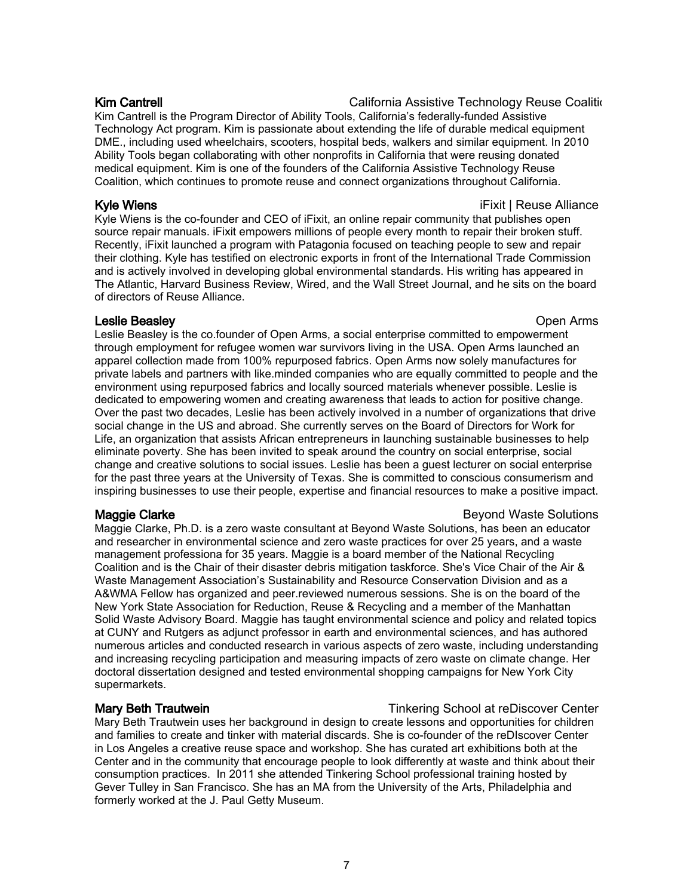**Kim Cantrell** California Assistive Technology Reuse Coalitio

Kim Cantrell is the Program Director of Ability Tools, California's federally-funded Assistive Technology Act program. Kim is passionate about extending the life of durable medical equipment DME., including used wheelchairs, scooters, hospital beds, walkers and similar equipment. In 2010 Ability Tools began collaborating with other nonprofits in California that were reusing donated medical equipment. Kim is one of the founders of the California Assistive Technology Reuse Coalition, which continues to promote reuse and connect organizations throughout California.

**Kyle Wiens** iFixit | Reuse Alliance

Kyle Wiens is the co-founder and CEO of iFixit, an online repair community that publishes open source repair manuals. iFixit empowers millions of people every month to repair their broken stuff. Recently, iFixit launched a program with Patagonia focused on teaching people to sew and repair their clothing. Kyle has testified on electronic exports in front of the International Trade Commission and is actively involved in developing global environmental standards. His writing has appeared in The Atlantic, Harvard Business Review, Wired, and the Wall Street Journal, and he sits on the board of directors of Reuse Alliance.

**Leslie Beasley** Open Arms

Leslie Beasley is the co.founder of Open Arms, a social enterprise committed to empowerment through employment for refugee women war survivors living in the USA. Open Arms launched an apparel collection made from 100% repurposed fabrics. Open Arms now solely manufactures for private labels and partners with like.minded companies who are equally committed to people and the environment using repurposed fabrics and locally sourced materials whenever possible. Leslie is dedicated to empowering women and creating awareness that leads to action for positive change. Over the past two decades, Leslie has been actively involved in a number of organizations that drive social change in the US and abroad. She currently serves on the Board of Directors for Work for Life, an organization that assists African entrepreneurs in launching sustainable businesses to help eliminate poverty. She has been invited to speak around the country on social enterprise, social change and creative solutions to social issues. Leslie has been a guest lecturer on social enterprise for the past three years at the University of Texas. She is committed to conscious consumerism and inspiring businesses to use their people, expertise and financial resources to make a positive impact.

**Maggie Clarke** Beyond Waste Solutions

Maggie Clarke, Ph.D. is a zero waste consultant at Beyond Waste Solutions, has been an educator and researcher in environmental science and zero waste practices for over 25 years, and a waste management professiona for 35 years. Maggie is a board member of the National Recycling Coalition and is the Chair of their disaster debris mitigation taskforce. She's Vice Chair of the Air & Waste Management Association's Sustainability and Resource Conservation Division and as a A&WMA Fellow has organized and peer.reviewed numerous sessions. She is on the board of the New York State Association for Reduction, Reuse & Recycling and a member of the Manhattan Solid Waste Advisory Board. Maggie has taught environmental science and policy and related topics at CUNY and Rutgers as adjunct professor in earth and environmental sciences, and has authored numerous articles and conducted research in various aspects of zero waste, including understanding and increasing recycling participation and measuring impacts of zero waste on climate change. Her doctoral dissertation designed and tested environmental shopping campaigns for New York City supermarkets.

**Mary Beth Trautwein** Tinkering School at reDiscover Center

Mary Beth Trautwein uses her background in design to create lessons and opportunities for children and families to create and tinker with material discards. She is co-founder of the reDIscover Center in Los Angeles a creative reuse space and workshop. She has curated art exhibitions both at the Center and in the community that encourage people to look differently at waste and think about their consumption practices. In 2011 she attended Tinkering School professional training hosted by Gever Tulley in San Francisco. She has an MA from the University of the Arts, Philadelphia and formerly worked at the J. Paul Getty Museum.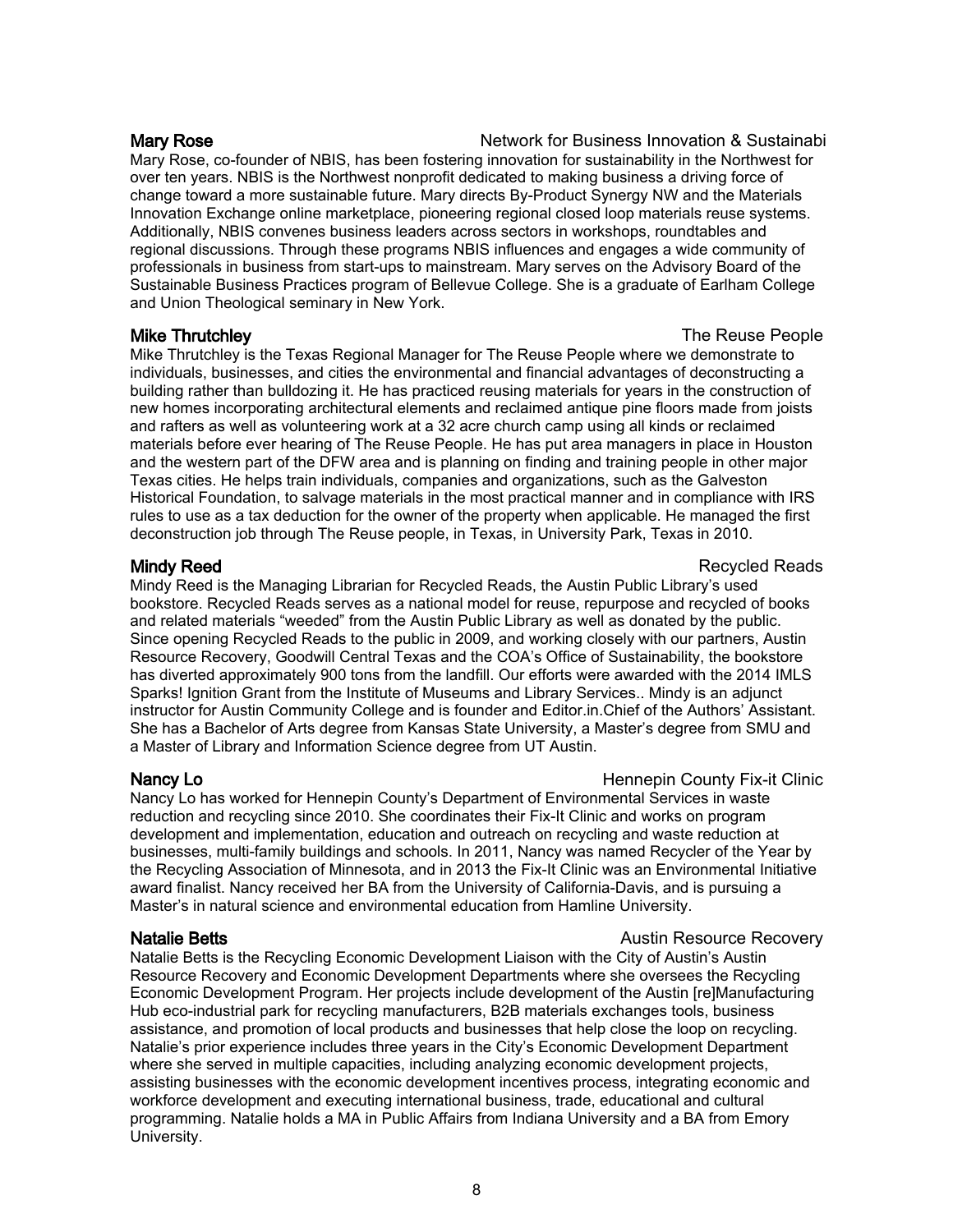**Mary Rose** Network for Business Innovation & Sustainabi

Mary Rose, co-founder of NBIS, has been fostering innovation for sustainability in the Northwest for over ten years. NBIS is the Northwest nonprofit dedicated to making business a driving force of change toward a more sustainable future. Mary directs By-Product Synergy NW and the Materials Innovation Exchange online marketplace, pioneering regional closed loop materials reuse systems. Additionally, NBIS convenes business leaders across sectors in workshops, roundtables and regional discussions. Through these programs NBIS influences and engages a wide community of professionals in business from start-ups to mainstream. Mary serves on the Advisory Board of the Sustainable Business Practices program of Bellevue College. She is a graduate of Earlham College and Union Theological seminary in New York.

**Mike Thrutchley** The Reuse People

Mike Thrutchley is the Texas Regional Manager for The Reuse People where we demonstrate to individuals, businesses, and cities the environmental and financial advantages of deconstructing a building rather than bulldozing it. He has practiced reusing materials for years in the construction of new homes incorporating architectural elements and reclaimed antique pine floors made from joists and rafters as well as volunteering work at a 32 acre church camp using all kinds or reclaimed materials before ever hearing of The Reuse People. He has put area managers in place in Houston and the western part of the DFW area and is planning on finding and training people in other major Texas cities. He helps train individuals, companies and organizations, such as the Galveston Historical Foundation, to salvage materials in the most practical manner and in compliance with IRS rules to use as a tax deduction for the owner of the property when applicable. He managed the first deconstruction job through The Reuse people, in Texas, in University Park, Texas in 2010.

**Mindy Reed** Recycled Reads

Mindy Reed is the Managing Librarian for Recycled Reads, the Austin Public Library's used bookstore. Recycled Reads serves as a national model for reuse, repurpose and recycled of books and related materials "weeded" from the Austin Public Library as well as donated by the public. Since opening Recycled Reads to the public in 2009, and working closely with our partners, Austin Resource Recovery, Goodwill Central Texas and the COA's Office of Sustainability, the bookstore has diverted approximately 900 tons from the landfill. Our efforts were awarded with the 2014 IMLS Sparks! Ignition Grant from the Institute of Museums and Library Services.. Mindy is an adjunct instructor for Austin Community College and is founder and Editor.in.Chief of the Authors' Assistant. She has a Bachelor of Arts degree from Kansas State University, a Master's degree from SMU and a Master of Library and Information Science degree from UT Austin.

**Nancy Lo** Hennepin County Fix-it Clinic

Nancy Lo has worked for Hennepin County's Department of Environmental Services in waste reduction and recycling since 2010. She coordinates their Fix-It Clinic and works on program development and implementation, education and outreach on recycling and waste reduction at businesses, multi-family buildings and schools. In 2011, Nancy was named Recycler of the Year by the Recycling Association of Minnesota, and in 2013 the Fix-It Clinic was an Environmental Initiative award finalist. Nancy received her BA from the University of California-Davis, and is pursuing a Master's in natural science and environmental education from Hamline University.

**Natalie Betts** Austin Resource Recovery

Natalie Betts is the Recycling Economic Development Liaison with the City of Austin's Austin Resource Recovery and Economic Development Departments where she oversees the Recycling Economic Development Program. Her projects include development of the Austin [re]Manufacturing Hub eco-industrial park for recycling manufacturers, B2B materials exchanges tools, business assistance, and promotion of local products and businesses that help close the loop on recycling. Natalie's prior experience includes three years in the City's Economic Development Department where she served in multiple capacities, including analyzing economic development projects, assisting businesses with the economic development incentives process, integrating economic and workforce development and executing international business, trade, educational and cultural programming. Natalie holds a MA in Public Affairs from Indiana University and a BA from Emory University.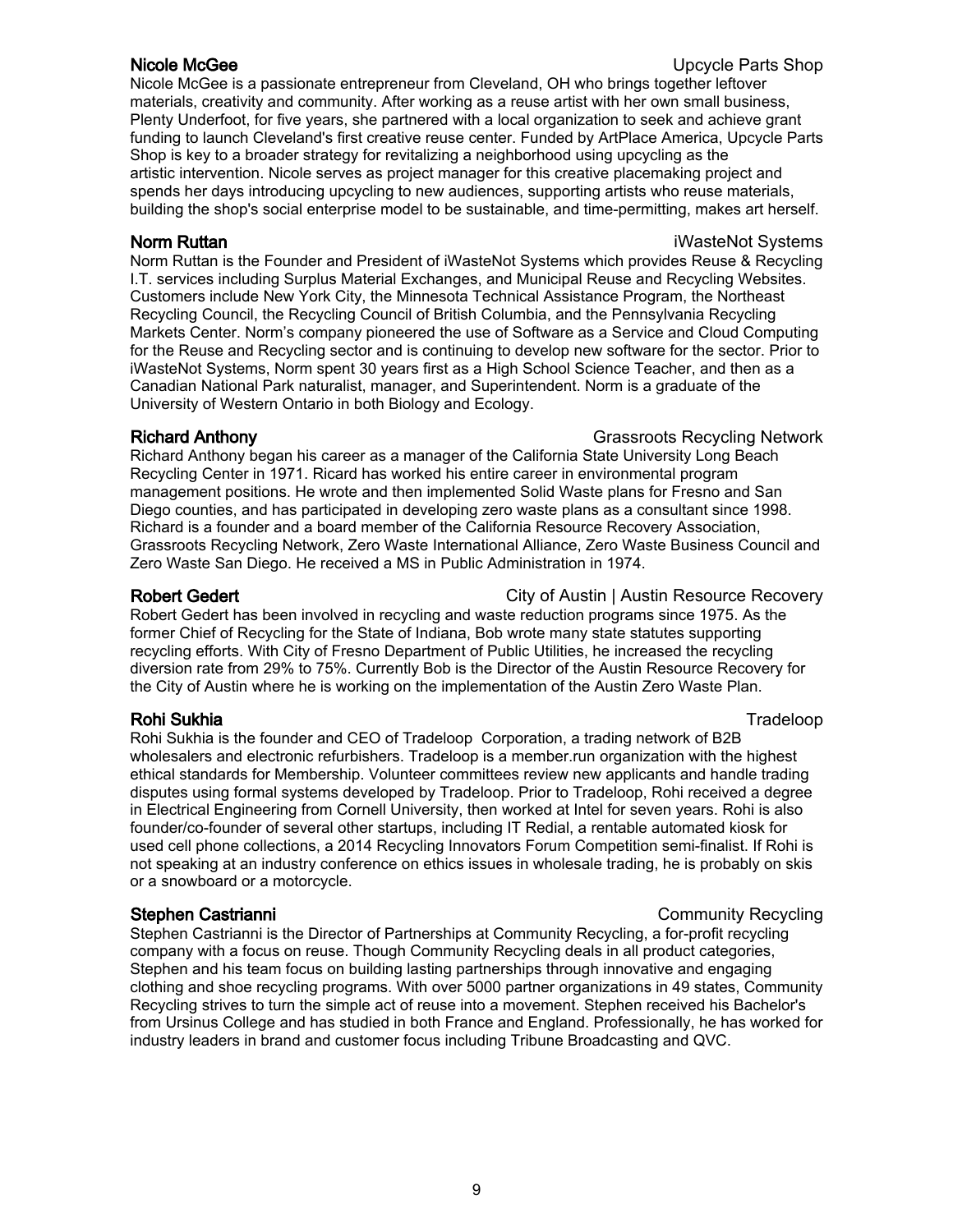**Nicole McGee** Upcycle Parts Shop

Nicole McGee is a passionate entrepreneur from Cleveland, OH who brings together leftover materials, creativity and community. After working as a reuse artist with her own small business, Plenty Underfoot, for five years, she partnered with a local organization to seek and achieve grant funding to launch Cleveland's first creative reuse center. Funded by ArtPlace America, Upcycle Parts Shop is key to a broader strategy for revitalizing a neighborhood using upcycling as the artistic intervention. Nicole serves as project manager for this creative placemaking project and spends her days introducing upcycling to new audiences, supporting artists who reuse materials, building the shop's social enterprise model to be sustainable, and time-permitting, makes art herself.

**Norm Ruttan** iWasteNot Systems

Norm Ruttan is the Founder and President of iWasteNot Systems which provides Reuse & Recycling I.T. services including Surplus Material Exchanges, and Municipal Reuse and Recycling Websites. Customers include New York City, the Minnesota Technical Assistance Program, the Northeast Recycling Council, the Recycling Council of British Columbia, and the Pennsylvania Recycling Markets Center. Norm's company pioneered the use of Software as a Service and Cloud Computing for the Reuse and Recycling sector and is continuing to develop new software for the sector. Prior to iWasteNot Systems, Norm spent 30 years first as a High School Science Teacher, and then as a Canadian National Park naturalist, manager, and Superintendent. Norm is a graduate of the University of Western Ontario in both Biology and Ecology.

**Richard Anthony** Grassroots Recycling Network

Richard Anthony began his career as a manager of the California State University Long Beach Recycling Center in 1971. Ricard has worked his entire career in environmental program management positions. He wrote and then implemented Solid Waste plans for Fresno and San Diego counties, and has participated in developing zero waste plans as a consultant since 1998. Richard is a founder and a board member of the California Resource Recovery Association, Grassroots Recycling Network, Zero Waste International Alliance, Zero Waste Business Council and Zero Waste San Diego. He received a MS in Public Administration in 1974.

**Robert Gedert** City of Austin | Austin Resource Recovery

Robert Gedert has been involved in recycling and waste reduction programs since 1975. As the former Chief of Recycling for the State of Indiana, Bob wrote many state statutes supporting recycling efforts. With City of Fresno Department of Public Utilities, he increased the recycling diversion rate from 29% to 75%. Currently Bob is the Director of the Austin Resource Recovery for the City of Austin where he is working on the implementation of the Austin Zero Waste Plan.

**Rohi Sukhia** Tradeloop

Rohi Sukhia is the founder and CEO of Tradeloop Corporation, a trading network of B2B wholesalers and electronic refurbishers. Tradeloop is a member.run organization with the highest ethical standards for Membership. Volunteer committees review new applicants and handle trading disputes using formal systems developed by Tradeloop. Prior to Tradeloop, Rohi received a degree in Electrical Engineering from Cornell University, then worked at Intel for seven years. Rohi is also founder/co-founder of several other startups, including IT Redial, a rentable automated kiosk for used cell phone collections, a 2014 Recycling Innovators Forum Competition semi-finalist. If Rohi is not speaking at an industry conference on ethics issues in wholesale trading, he is probably on skis or a snowboard or a motorcycle.

**Stephen Castrianni** Community Recycling

Stephen Castrianni is the Director of Partnerships at Community Recycling, a for-profit recycling company with a focus on reuse. Though Community Recycling deals in all product categories, Stephen and his team focus on building lasting partnerships through innovative and engaging clothing and shoe recycling programs. With over 5000 partner organizations in 49 states, Community Recycling strives to turn the simple act of reuse into a movement. Stephen received his Bachelor's from Ursinus College and has studied in both France and England. Professionally, he has worked for industry leaders in brand and customer focus including Tribune Broadcasting and QVC.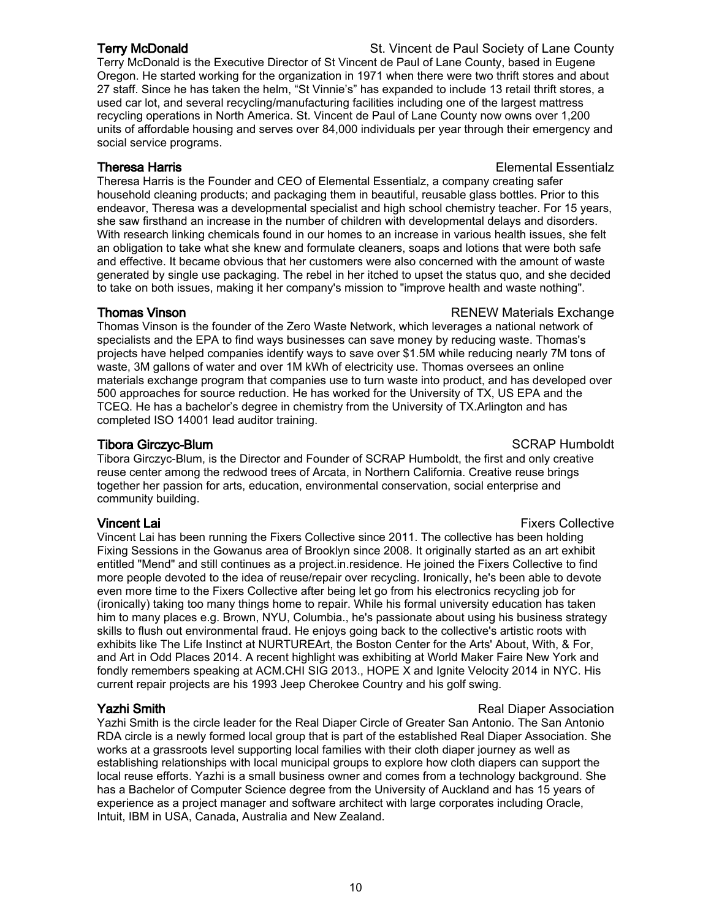**Terry McDonald** St. Vincent de Paul Society of Lane County

Terry McDonald is the Executive Director of St Vincent de Paul of Lane County, based in Eugene Oregon. He started working for the organization in 1971 when there were two thrift stores and about 27 staff. Since he has taken the helm, “St Vinnie’s” has expanded to include 13 retail thrift stores, a used car lot, and several recycling/manufacturing facilities including one of the largest mattress recycling operations in North America. St. Vincent de Paul of Lane County now owns over 1,200 units of affordable housing and serves over 84,000 individuals per year through their emergency and social service programs.

**Theresa Harris** Elemental Essentialz

Theresa Harris is the Founder and CEO of Elemental Essentialz, a company creating safer household cleaning products; and packaging them in beautiful, reusable glass bottles. Prior to this endeavor, Theresa was a developmental specialist and high school chemistry teacher. For 15 years, she saw firsthand an increase in the number of children with developmental delays and disorders. With research linking chemicals found in our homes to an increase in various health issues, she felt an obligation to take what she knew and formulate cleaners, soaps and lotions that were both safe and effective. It became obvious that her customers were also concerned with the amount of waste generated by single use packaging. The rebel in her itched to upset the status quo, and she decided to take on both issues, making it her company's mission to "improve health and waste nothing".

**Thomas Vinson** RENEW Materials Exchange

Thomas Vinson is the founder of the Zero Waste Network, which leverages a national network of specialists and the EPA to find ways businesses can save money by reducing waste. Thomas's projects have helped companies identify ways to save over $1.5M while reducing nearly 7M tons of waste, 3M gallons of water and over 1M kWh of electricity use. Thomas oversees an online materials exchange program that companies use to turn waste into product, and has developed over 500 approaches for source reduction. He has worked for the University of TX, US EPA and the TCEQ. He has a bachelor’s degree in chemistry from the University of TX.Arlington and has completed ISO 14001 lead auditor training.

**Tibora Girczyc-Blum** SCRAP Humboldt

Tibora Girczyc-Blum, is the Director and Founder of SCRAP Humboldt, the first and only creative reuse center among the redwood trees of Arcata, in Northern California. Creative reuse brings together her passion for arts, education, environmental conservation, social enterprise and community building.

**Vincent Lai** Fixers Collective

Vincent Lai has been running the Fixers Collective since 2011. The collective has been holding Fixing Sessions in the Gowanus area of Brooklyn since 2008. It originally started as an art exhibit entitled "Mend" and still continues as a project.in.residence. He joined the Fixers Collective to find more people devoted to the idea of reuse/repair over recycling. Ironically, he's been able to devote even more time to the Fixers Collective after being let go from his electronics recycling job for (ironically) taking too many things home to repair. While his formal university education has taken him to many places e.g. Brown, NYU, Columbia., he's passionate about using his business strategy skills to flush out environmental fraud. He enjoys going back to the collective's artistic roots with exhibits like The Life Instinct at NURTUREArt, the Boston Center for the Arts' About, With, & For, and Art in Odd Places 2014. A recent highlight was exhibiting at World Maker Faire New York and fondly remembers speaking at ACM.CHI SIG 2013., HOPE X and Ignite Velocity 2014 in NYC. His current repair projects are his 1993 Jeep Cherokee Country and his golf swing.

**Yazhi Smith** Real Diaper Association

Yazhi Smith is the circle leader for the Real Diaper Circle of Greater San Antonio. The San Antonio RDA circle is a newly formed local group that is part of the established Real Diaper Association. She works at a grassroots level supporting local families with their cloth diaper journey as well as establishing relationships with local municipal groups to explore how cloth diapers can support the local reuse efforts. Yazhi is a small business owner and comes from a technology background. She has a Bachelor of Computer Science degree from the University of Auckland and has 15 years of experience as a project manager and software architect with large corporates including Oracle, Intuit, IBM in USA, Canada, Australia and New Zealand.